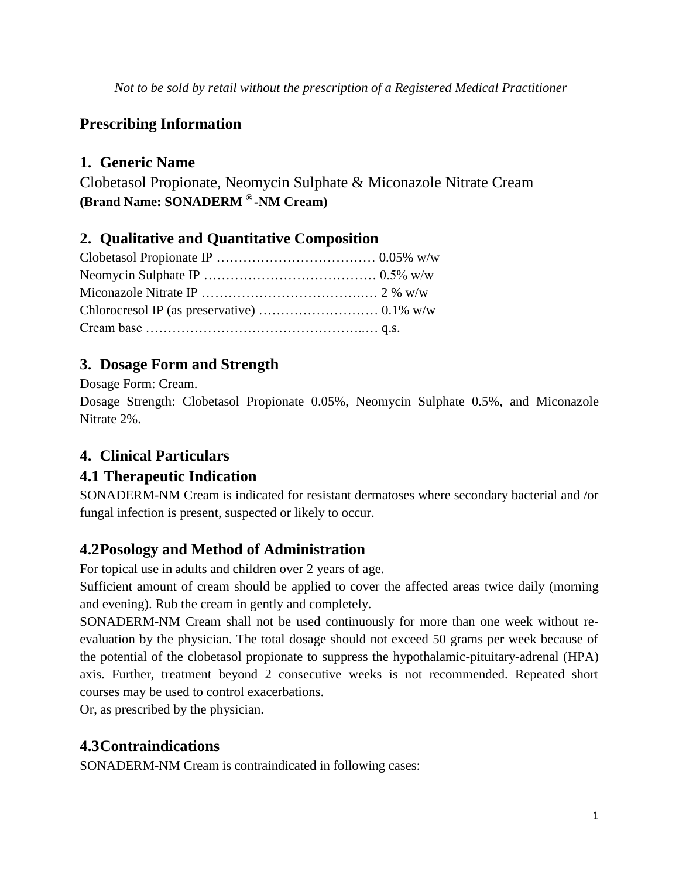*Not to be sold by retail without the prescription of a Registered Medical Practitioner*

## Prescribing Information

## 1. Generic Name

Clobetasol Propionate, Neomycin Sulphate & Miconazole Nitrate Cream
**(Brand Name: SONADERM ® -NM Cream)**

## 2. Qualitative and Quantitative Composition

Clobetasol Propionate IP ……………………………… 0.05% w/w
Neomycin Sulphate IP ………………………………… 0.5% w/w
Miconazole Nitrate IP ……………………………….… 2 % w/w
Chlorocresol IP (as preservative) ……………………… 0.1% w/w
Cream base …………………………………………..… q.s.

## 3. Dosage Form and Strength

Dosage Form: Cream.
Dosage Strength: Clobetasol Propionate 0.05%, Neomycin Sulphate 0.5%, and Miconazole Nitrate 2%.

## 4. Clinical Particulars

### 4.1 Therapeutic Indication

SONADERM-NM Cream is indicated for resistant dermatoses where secondary bacterial and /or fungal infection is present, suspected or likely to occur.

### 4.2 Posology and Method of Administration

For topical use in adults and children over 2 years of age.
Sufficient amount of cream should be applied to cover the affected areas twice daily (morning and evening). Rub the cream in gently and completely.
SONADERM-NM Cream shall not be used continuously for more than one week without re-evaluation by the physician. The total dosage should not exceed 50 grams per week because of the potential of the clobetasol propionate to suppress the hypothalamic-pituitary-adrenal (HPA) axis. Further, treatment beyond 2 consecutive weeks is not recommended. Repeated short courses may be used to control exacerbations.
Or, as prescribed by the physician.

### 4.3 Contraindications

SONADERM-NM Cream is contraindicated in following cases: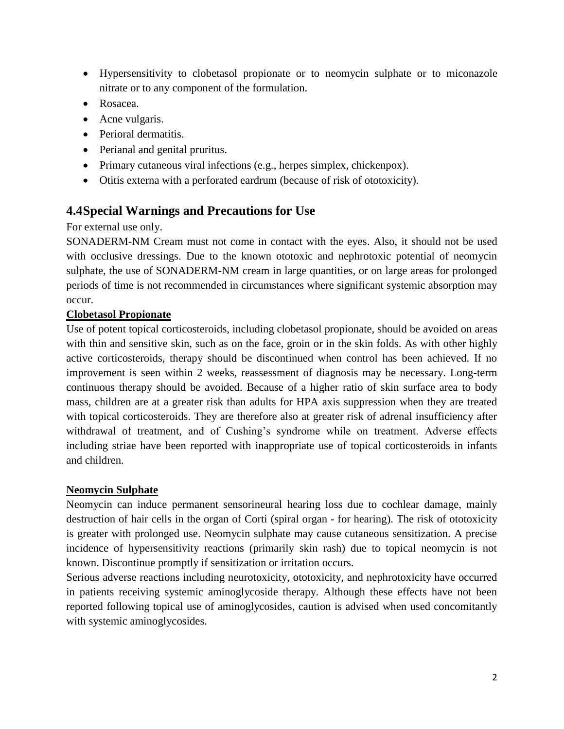- Hypersensitivity to clobetasol propionate or to neomycin sulphate or to miconazole nitrate or to any component of the formulation.
- Rosacea.
- Acne vulgaris.
- Perioral dermatitis.
- Perianal and genital pruritus.
- Primary cutaneous viral infections (e.g., herpes simplex, chickenpox).
- Otitis externa with a perforated eardrum (because of risk of ototoxicity).

## 4.4Special Warnings and Precautions for Use

For external use only.

SONADERM-NM Cream must not come in contact with the eyes. Also, it should not be used with occlusive dressings. Due to the known ototoxic and nephrotoxic potential of neomycin sulphate, the use of SONADERM-NM cream in large quantities, or on large areas for prolonged periods of time is not recommended in circumstances where significant systemic absorption may occur.

**Clobetasol Propionate**

Use of potent topical corticosteroids, including clobetasol propionate, should be avoided on areas with thin and sensitive skin, such as on the face, groin or in the skin folds. As with other highly active corticosteroids, therapy should be discontinued when control has been achieved. If no improvement is seen within 2 weeks, reassessment of diagnosis may be necessary. Long-term continuous therapy should be avoided. Because of a higher ratio of skin surface area to body mass, children are at a greater risk than adults for HPA axis suppression when they are treated with topical corticosteroids. They are therefore also at greater risk of adrenal insufficiency after withdrawal of treatment, and of Cushing's syndrome while on treatment. Adverse effects including striae have been reported with inappropriate use of topical corticosteroids in infants and children.

**Neomycin Sulphate**

Neomycin can induce permanent sensorineural hearing loss due to cochlear damage, mainly destruction of hair cells in the organ of Corti (spiral organ - for hearing). The risk of ototoxicity is greater with prolonged use. Neomycin sulphate may cause cutaneous sensitization. A precise incidence of hypersensitivity reactions (primarily skin rash) due to topical neomycin is not known. Discontinue promptly if sensitization or irritation occurs.

Serious adverse reactions including neurotoxicity, ototoxicity, and nephrotoxicity have occurred in patients receiving systemic aminoglycoside therapy. Although these effects have not been reported following topical use of aminoglycosides, caution is advised when used concomitantly with systemic aminoglycosides.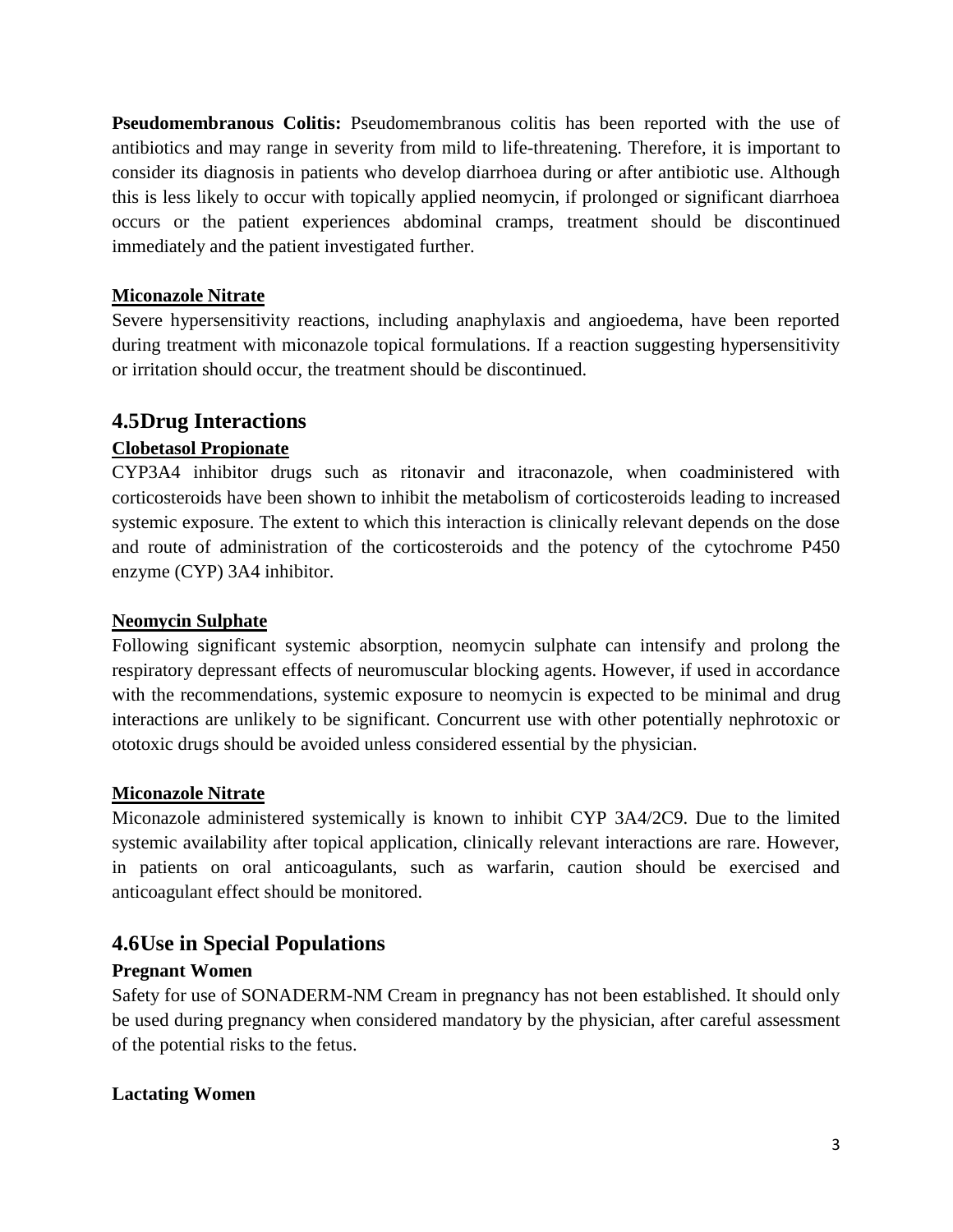**Pseudomembranous Colitis:** Pseudomembranous colitis has been reported with the use of antibiotics and may range in severity from mild to life-threatening. Therefore, it is important to consider its diagnosis in patients who develop diarrhoea during or after antibiotic use. Although this is less likely to occur with topically applied neomycin, if prolonged or significant diarrhoea occurs or the patient experiences abdominal cramps, treatment should be discontinued immediately and the patient investigated further.

**Miconazole Nitrate**

Severe hypersensitivity reactions, including anaphylaxis and angioedema, have been reported during treatment with miconazole topical formulations. If a reaction suggesting hypersensitivity or irritation should occur, the treatment should be discontinued.

## 4.5Drug Interactions

**Clobetasol Propionate**

CYP3A4 inhibitor drugs such as ritonavir and itraconazole, when coadministered with corticosteroids have been shown to inhibit the metabolism of corticosteroids leading to increased systemic exposure. The extent to which this interaction is clinically relevant depends on the dose and route of administration of the corticosteroids and the potency of the cytochrome P450 enzyme (CYP) 3A4 inhibitor.

**Neomycin Sulphate**

Following significant systemic absorption, neomycin sulphate can intensify and prolong the respiratory depressant effects of neuromuscular blocking agents. However, if used in accordance with the recommendations, systemic exposure to neomycin is expected to be minimal and drug interactions are unlikely to be significant. Concurrent use with other potentially nephrotoxic or ototoxic drugs should be avoided unless considered essential by the physician.

**Miconazole Nitrate**

Miconazole administered systemically is known to inhibit CYP 3A4/2C9. Due to the limited systemic availability after topical application, clinically relevant interactions are rare. However, in patients on oral anticoagulants, such as warfarin, caution should be exercised and anticoagulant effect should be monitored.

## 4.6Use in Special Populations

**Pregnant Women**

Safety for use of SONADERM-NM Cream in pregnancy has not been established. It should only be used during pregnancy when considered mandatory by the physician, after careful assessment of the potential risks to the fetus.

**Lactating Women**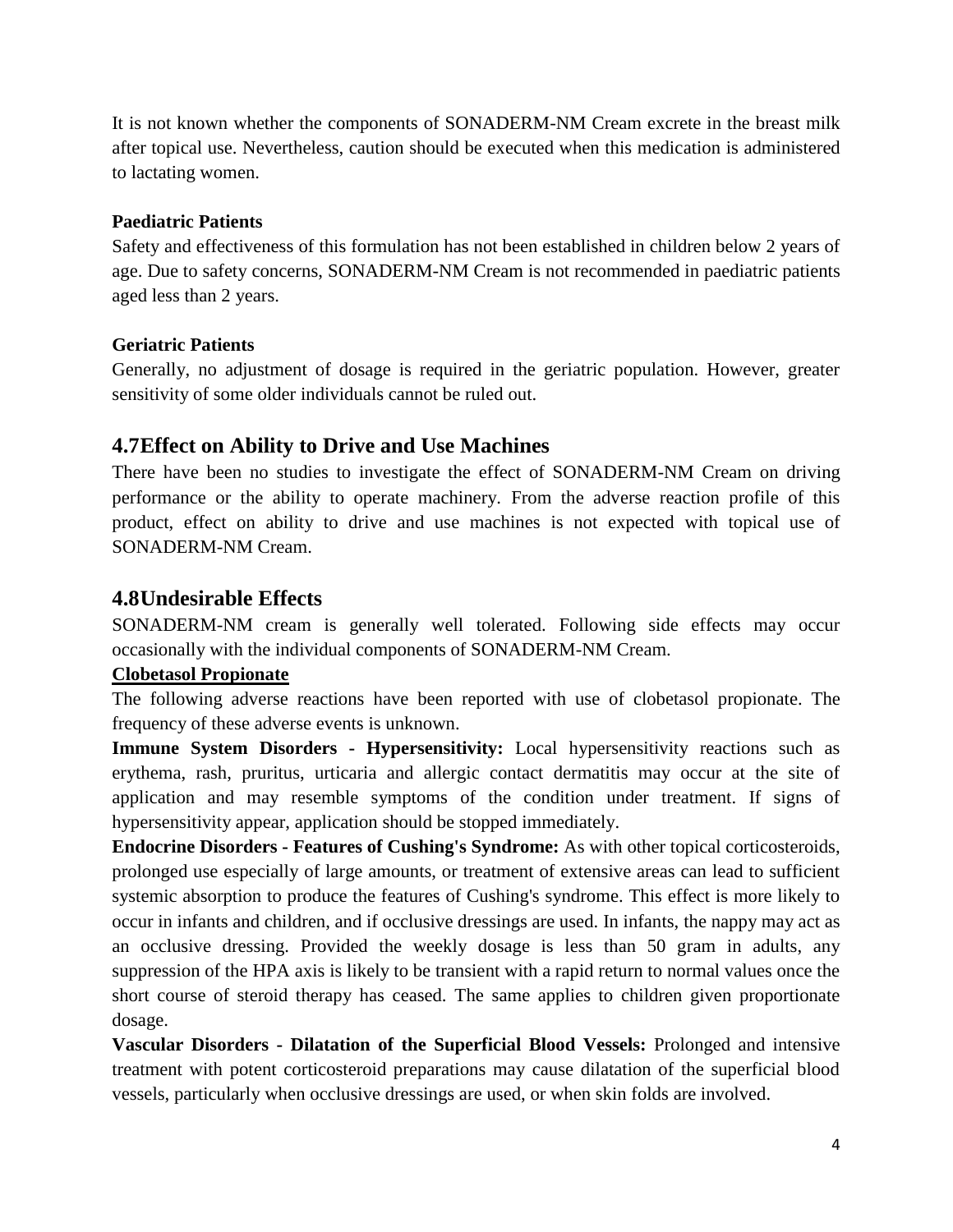It is not known whether the components of SONADERM-NM Cream excrete in the breast milk after topical use. Nevertheless, caution should be executed when this medication is administered to lactating women.

**Paediatric Patients**

Safety and effectiveness of this formulation has not been established in children below 2 years of age. Due to safety concerns, SONADERM-NM Cream is not recommended in paediatric patients aged less than 2 years.

**Geriatric Patients**

Generally, no adjustment of dosage is required in the geriatric population. However, greater sensitivity of some older individuals cannot be ruled out.

## 4.7Effect on Ability to Drive and Use Machines

There have been no studies to investigate the effect of SONADERM-NM Cream on driving performance or the ability to operate machinery. From the adverse reaction profile of this product, effect on ability to drive and use machines is not expected with topical use of SONADERM-NM Cream.

## 4.8Undesirable Effects

SONADERM-NM cream is generally well tolerated. Following side effects may occur occasionally with the individual components of SONADERM-NM Cream.

**Clobetasol Propionate**

The following adverse reactions have been reported with use of clobetasol propionate. The frequency of these adverse events is unknown.

**Immune System Disorders - Hypersensitivity:** Local hypersensitivity reactions such as erythema, rash, pruritus, urticaria and allergic contact dermatitis may occur at the site of application and may resemble symptoms of the condition under treatment. If signs of hypersensitivity appear, application should be stopped immediately.

**Endocrine Disorders - Features of Cushing's Syndrome:** As with other topical corticosteroids, prolonged use especially of large amounts, or treatment of extensive areas can lead to sufficient systemic absorption to produce the features of Cushing's syndrome. This effect is more likely to occur in infants and children, and if occlusive dressings are used. In infants, the nappy may act as an occlusive dressing. Provided the weekly dosage is less than 50 gram in adults, any suppression of the HPA axis is likely to be transient with a rapid return to normal values once the short course of steroid therapy has ceased. The same applies to children given proportionate dosage.

**Vascular Disorders - Dilatation of the Superficial Blood Vessels:** Prolonged and intensive treatment with potent corticosteroid preparations may cause dilatation of the superficial blood vessels, particularly when occlusive dressings are used, or when skin folds are involved.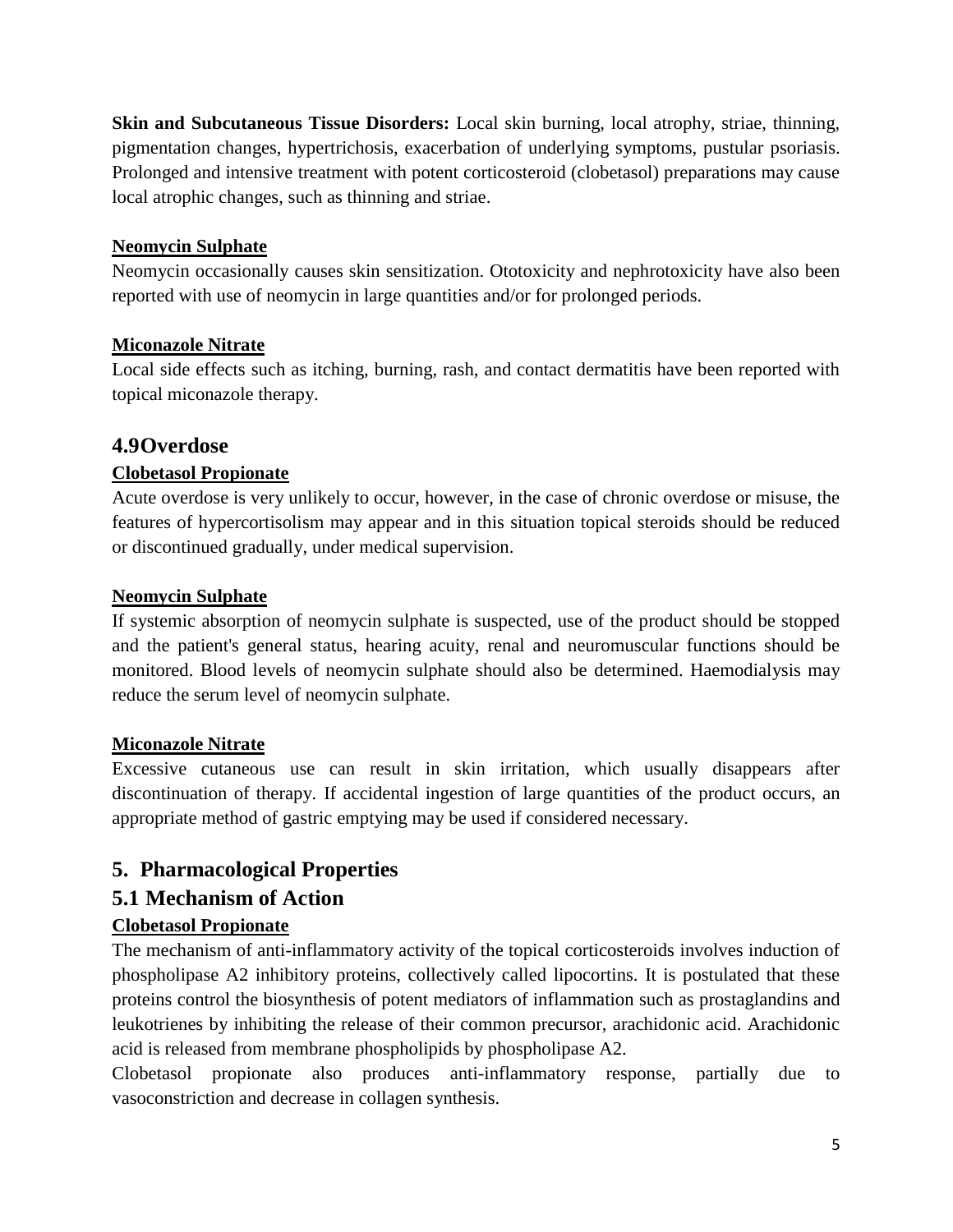**Skin and Subcutaneous Tissue Disorders:** Local skin burning, local atrophy, striae, thinning, pigmentation changes, hypertrichosis, exacerbation of underlying symptoms, pustular psoriasis. Prolonged and intensive treatment with potent corticosteroid (clobetasol) preparations may cause local atrophic changes, such as thinning and striae.

**Neomycin Sulphate**

Neomycin occasionally causes skin sensitization. Ototoxicity and nephrotoxicity have also been reported with use of neomycin in large quantities and/or for prolonged periods.

**Miconazole Nitrate**

Local side effects such as itching, burning, rash, and contact dermatitis have been reported with topical miconazole therapy.

## 4.9Overdose

**Clobetasol Propionate**

Acute overdose is very unlikely to occur, however, in the case of chronic overdose or misuse, the features of hypercortisolism may appear and in this situation topical steroids should be reduced or discontinued gradually, under medical supervision.

**Neomycin Sulphate**

If systemic absorption of neomycin sulphate is suspected, use of the product should be stopped and the patient's general status, hearing acuity, renal and neuromuscular functions should be monitored. Blood levels of neomycin sulphate should also be determined. Haemodialysis may reduce the serum level of neomycin sulphate.

**Miconazole Nitrate**

Excessive cutaneous use can result in skin irritation, which usually disappears after discontinuation of therapy. If accidental ingestion of large quantities of the product occurs, an appropriate method of gastric emptying may be used if considered necessary.

# 5. Pharmacological Properties

## 5.1 Mechanism of Action

**Clobetasol Propionate**

The mechanism of anti-inflammatory activity of the topical corticosteroids involves induction of phospholipase A2 inhibitory proteins, collectively called lipocortins. It is postulated that these proteins control the biosynthesis of potent mediators of inflammation such as prostaglandins and leukotrienes by inhibiting the release of their common precursor, arachidonic acid. Arachidonic acid is released from membrane phospholipids by phospholipase A2.

Clobetasol propionate also produces anti-inflammatory response, partially due to vasoconstriction and decrease in collagen synthesis.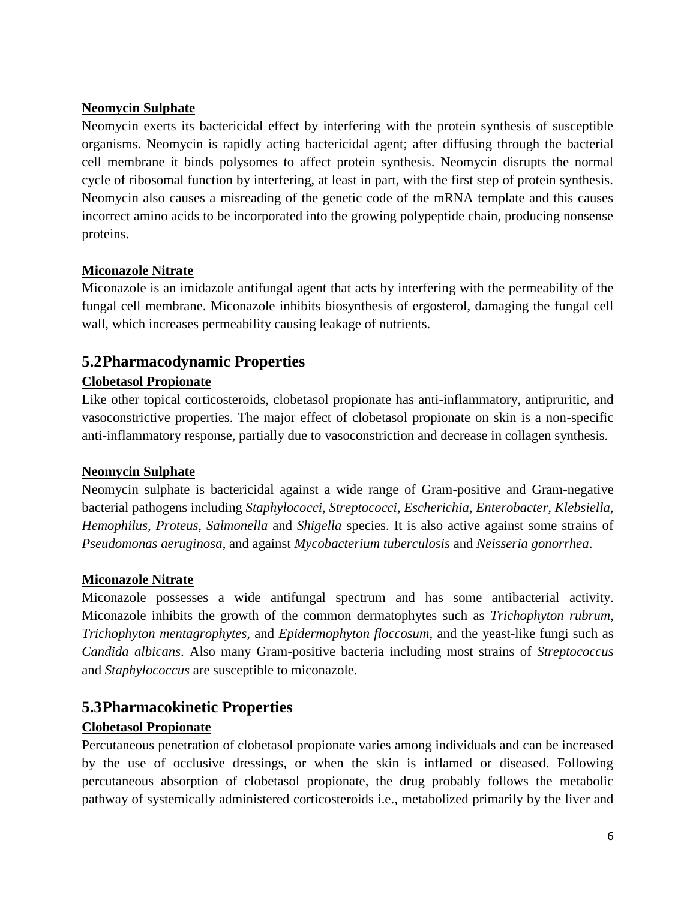**Neomycin Sulphate**

Neomycin exerts its bactericidal effect by interfering with the protein synthesis of susceptible organisms. Neomycin is rapidly acting bactericidal agent; after diffusing through the bacterial cell membrane it binds polysomes to affect protein synthesis. Neomycin disrupts the normal cycle of ribosomal function by interfering, at least in part, with the first step of protein synthesis. Neomycin also causes a misreading of the genetic code of the mRNA template and this causes incorrect amino acids to be incorporated into the growing polypeptide chain, producing nonsense proteins.

**Miconazole Nitrate**

Miconazole is an imidazole antifungal agent that acts by interfering with the permeability of the fungal cell membrane. Miconazole inhibits biosynthesis of ergosterol, damaging the fungal cell wall, which increases permeability causing leakage of nutrients.

## 5.2Pharmacodynamic Properties

**Clobetasol Propionate**

Like other topical corticosteroids, clobetasol propionate has anti-inflammatory, antipruritic, and vasoconstrictive properties. The major effect of clobetasol propionate on skin is a non-specific anti-inflammatory response, partially due to vasoconstriction and decrease in collagen synthesis.

**Neomycin Sulphate**

Neomycin sulphate is bactericidal against a wide range of Gram-positive and Gram-negative bacterial pathogens including *Staphylococci, Streptococci, Escherichia, Enterobacter, Klebsiella, Hemophilus, Proteus, Salmonella* and *Shigella* species. It is also active against some strains of *Pseudomonas aeruginosa*, and against *Mycobacterium tuberculosis* and *Neisseria gonorrhea*.

**Miconazole Nitrate**

Miconazole possesses a wide antifungal spectrum and has some antibacterial activity. Miconazole inhibits the growth of the common dermatophytes such as *Trichophyton rubrum, Trichophyton mentagrophytes,* and *Epidermophyton floccosum*, and the yeast-like fungi such as *Candida albicans*. Also many Gram-positive bacteria including most strains of *Streptococcus* and *Staphylococcus* are susceptible to miconazole.

## 5.3Pharmacokinetic Properties

**Clobetasol Propionate**

Percutaneous penetration of clobetasol propionate varies among individuals and can be increased by the use of occlusive dressings, or when the skin is inflamed or diseased. Following percutaneous absorption of clobetasol propionate, the drug probably follows the metabolic pathway of systemically administered corticosteroids i.e., metabolized primarily by the liver and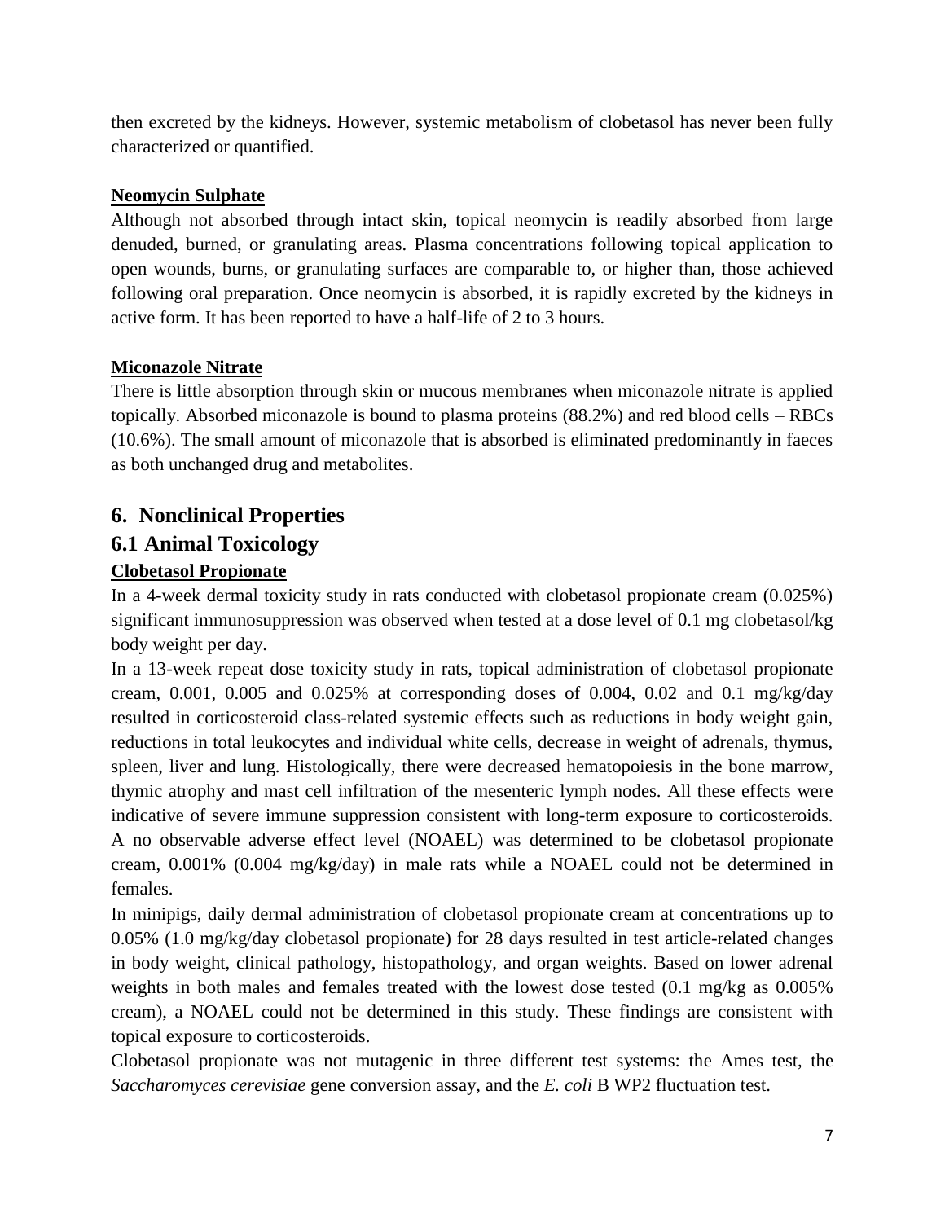then excreted by the kidneys. However, systemic metabolism of clobetasol has never been fully characterized or quantified.

**Neomycin Sulphate**

Although not absorbed through intact skin, topical neomycin is readily absorbed from large denuded, burned, or granulating areas. Plasma concentrations following topical application to open wounds, burns, or granulating surfaces are comparable to, or higher than, those achieved following oral preparation. Once neomycin is absorbed, it is rapidly excreted by the kidneys in active form. It has been reported to have a half-life of 2 to 3 hours.

**Miconazole Nitrate**

There is little absorption through skin or mucous membranes when miconazole nitrate is applied topically. Absorbed miconazole is bound to plasma proteins (88.2%) and red blood cells – RBCs (10.6%). The small amount of miconazole that is absorbed is eliminated predominantly in faeces as both unchanged drug and metabolites.

## 6. Nonclinical Properties

## 6.1 Animal Toxicology

**Clobetasol Propionate**

In a 4-week dermal toxicity study in rats conducted with clobetasol propionate cream (0.025%) significant immunosuppression was observed when tested at a dose level of 0.1 mg clobetasol/kg body weight per day.

In a 13-week repeat dose toxicity study in rats, topical administration of clobetasol propionate cream, 0.001, 0.005 and 0.025% at corresponding doses of 0.004, 0.02 and 0.1 mg/kg/day resulted in corticosteroid class-related systemic effects such as reductions in body weight gain, reductions in total leukocytes and individual white cells, decrease in weight of adrenals, thymus, spleen, liver and lung. Histologically, there were decreased hematopoiesis in the bone marrow, thymic atrophy and mast cell infiltration of the mesenteric lymph nodes. All these effects were indicative of severe immune suppression consistent with long-term exposure to corticosteroids. A no observable adverse effect level (NOAEL) was determined to be clobetasol propionate cream, 0.001% (0.004 mg/kg/day) in male rats while a NOAEL could not be determined in females.

In minipigs, daily dermal administration of clobetasol propionate cream at concentrations up to 0.05% (1.0 mg/kg/day clobetasol propionate) for 28 days resulted in test article-related changes in body weight, clinical pathology, histopathology, and organ weights. Based on lower adrenal weights in both males and females treated with the lowest dose tested (0.1 mg/kg as 0.005% cream), a NOAEL could not be determined in this study. These findings are consistent with topical exposure to corticosteroids.

Clobetasol propionate was not mutagenic in three different test systems: the Ames test, the *Saccharomyces cerevisiae* gene conversion assay, and the *E. coli* B WP2 fluctuation test.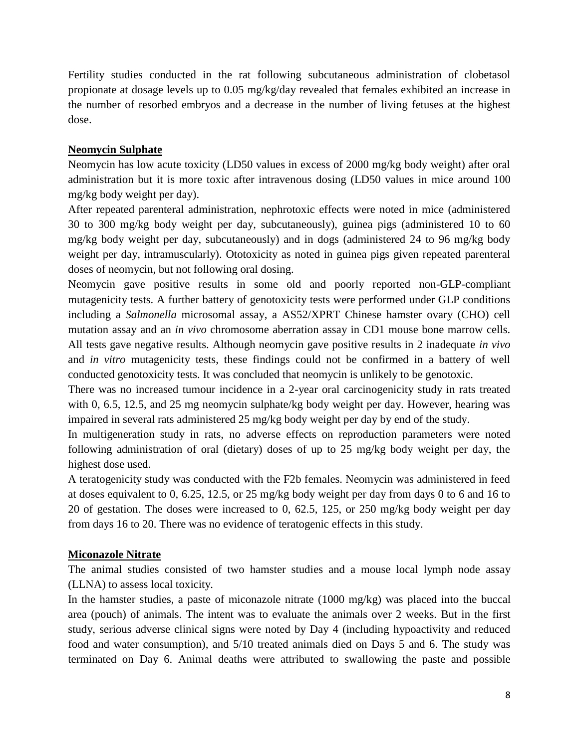Fertility studies conducted in the rat following subcutaneous administration of clobetasol propionate at dosage levels up to 0.05 mg/kg/day revealed that females exhibited an increase in the number of resorbed embryos and a decrease in the number of living fetuses at the highest dose.

**Neomycin Sulphate**

Neomycin has low acute toxicity (LD50 values in excess of 2000 mg/kg body weight) after oral administration but it is more toxic after intravenous dosing (LD50 values in mice around 100 mg/kg body weight per day).

After repeated parenteral administration, nephrotoxic effects were noted in mice (administered 30 to 300 mg/kg body weight per day, subcutaneously), guinea pigs (administered 10 to 60 mg/kg body weight per day, subcutaneously) and in dogs (administered 24 to 96 mg/kg body weight per day, intramuscularly). Ototoxicity as noted in guinea pigs given repeated parenteral doses of neomycin, but not following oral dosing.

Neomycin gave positive results in some old and poorly reported non-GLP-compliant mutagenicity tests. A further battery of genotoxicity tests were performed under GLP conditions including a *Salmonella* microsomal assay, a AS52/XPRT Chinese hamster ovary (CHO) cell mutation assay and an *in vivo* chromosome aberration assay in CD1 mouse bone marrow cells. All tests gave negative results. Although neomycin gave positive results in 2 inadequate *in vivo* and *in vitro* mutagenicity tests, these findings could not be confirmed in a battery of well conducted genotoxicity tests. It was concluded that neomycin is unlikely to be genotoxic.

There was no increased tumour incidence in a 2-year oral carcinogenicity study in rats treated with 0, 6.5, 12.5, and 25 mg neomycin sulphate/kg body weight per day. However, hearing was impaired in several rats administered 25 mg/kg body weight per day by end of the study.

In multigeneration study in rats, no adverse effects on reproduction parameters were noted following administration of oral (dietary) doses of up to 25 mg/kg body weight per day, the highest dose used.

A teratogenicity study was conducted with the F2b females. Neomycin was administered in feed at doses equivalent to 0, 6.25, 12.5, or 25 mg/kg body weight per day from days 0 to 6 and 16 to 20 of gestation. The doses were increased to 0, 62.5, 125, or 250 mg/kg body weight per day from days 16 to 20. There was no evidence of teratogenic effects in this study.

**Miconazole Nitrate**

The animal studies consisted of two hamster studies and a mouse local lymph node assay (LLNA) to assess local toxicity.

In the hamster studies, a paste of miconazole nitrate (1000 mg/kg) was placed into the buccal area (pouch) of animals. The intent was to evaluate the animals over 2 weeks. But in the first study, serious adverse clinical signs were noted by Day 4 (including hypoactivity and reduced food and water consumption), and 5/10 treated animals died on Days 5 and 6. The study was terminated on Day 6. Animal deaths were attributed to swallowing the paste and possible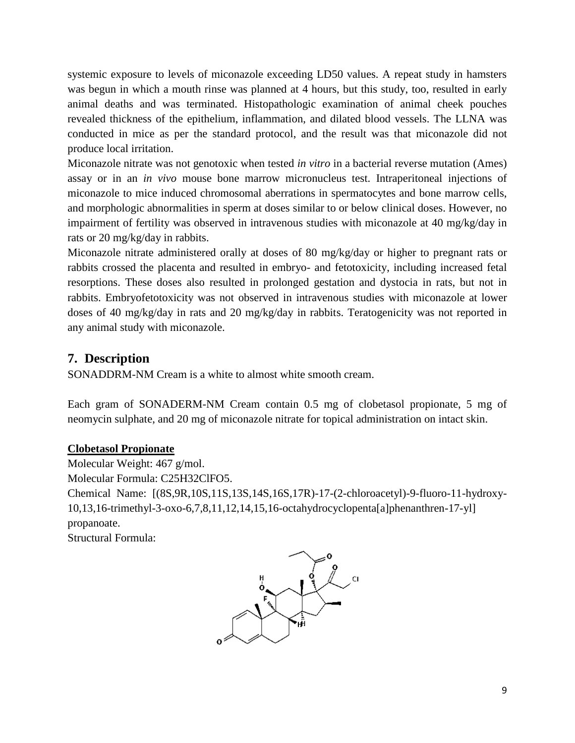systemic exposure to levels of miconazole exceeding LD50 values. A repeat study in hamsters was begun in which a mouth rinse was planned at 4 hours, but this study, too, resulted in early animal deaths and was terminated. Histopathologic examination of animal cheek pouches revealed thickness of the epithelium, inflammation, and dilated blood vessels. The LLNA was conducted in mice as per the standard protocol, and the result was that miconazole did not produce local irritation.

Miconazole nitrate was not genotoxic when tested *in vitro* in a bacterial reverse mutation (Ames) assay or in an *in vivo* mouse bone marrow micronucleus test. Intraperitoneal injections of miconazole to mice induced chromosomal aberrations in spermatocytes and bone marrow cells, and morphologic abnormalities in sperm at doses similar to or below clinical doses. However, no impairment of fertility was observed in intravenous studies with miconazole at 40 mg/kg/day in rats or 20 mg/kg/day in rabbits.

Miconazole nitrate administered orally at doses of 80 mg/kg/day or higher to pregnant rats or rabbits crossed the placenta and resulted in embryo- and fetotoxicity, including increased fetal resorptions. These doses also resulted in prolonged gestation and dystocia in rats, but not in rabbits. Embryofetotoxicity was not observed in intravenous studies with miconazole at lower doses of 40 mg/kg/day in rats and 20 mg/kg/day in rabbits. Teratogenicity was not reported in any animal study with miconazole.

## 7. Description

SONADDRM-NM Cream is a white to almost white smooth cream.

Each gram of SONADERM-NM Cream contain 0.5 mg of clobetasol propionate, 5 mg of neomycin sulphate, and 20 mg of miconazole nitrate for topical administration on intact skin.

**Clobetasol Propionate**

Molecular Weight: 467 g/mol.

Molecular Formula: $C_{25}H_{32}ClFO_5$.

Chemical Name: [(8S,9R,10S,11S,13S,14S,16S,17R)-17-(2-chloroacetyl)-9-fluoro-11-hydroxy-10,13,16-trimethyl-3-oxo-6,7,8,11,12,14,15,16-octahydrocyclopenta[a]phenanthren-17-yl] propanoate.

Structural Formula: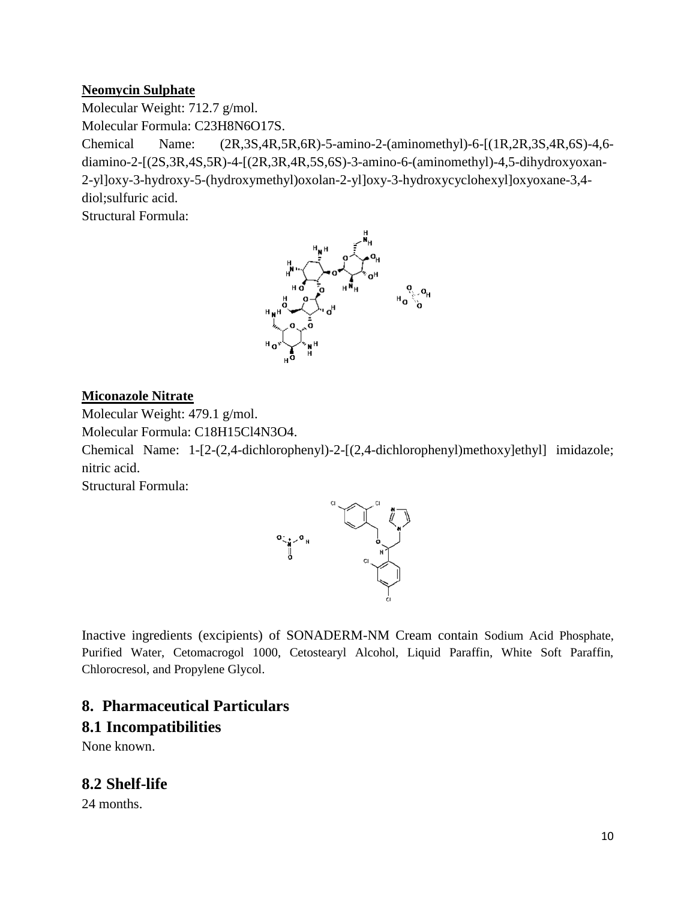**Neomycin Sulphate**

Molecular Weight: 712.7 g/mol.

Molecular Formula: C23H8N6O17S.

Chemical Name: (2R,3S,4R,5R,6R)-5-amino-2-(aminomethyl)-6-[(1R,2R,3S,4R,6S)-4,6-diamino-2-[(2S,3R,4S,5R)-4-[(2R,3R,4R,5S,6S)-3-amino-6-(aminomethyl)-4,5-dihydroxyoxan-2-yl]oxy-3-hydroxy-5-(hydroxymethyl)oxolan-2-yl]oxy-3-hydroxycyclohexyl]oxyoxane-3,4-diol;sulfuric acid.

Structural Formula:

**Miconazole Nitrate**

Molecular Weight: 479.1 g/mol.

Molecular Formula: C18H15Cl4N3O4.

Chemical Name: 1-[2-(2,4-dichlorophenyl)-2-[(2,4-dichlorophenyl)methoxy]ethyl] imidazole; nitric acid.

Structural Formula:

Inactive ingredients (excipients) of SONADERM-NM Cream contain Sodium Acid Phosphate, Purified Water, Cetomacrogol 1000, Cetostearyl Alcohol, Liquid Paraffin, White Soft Paraffin, Chlorocresol, and Propylene Glycol.

# 8. Pharmaceutical Particulars

## 8.1 Incompatibilities

None known.

## 8.2 Shelf-life

24 months.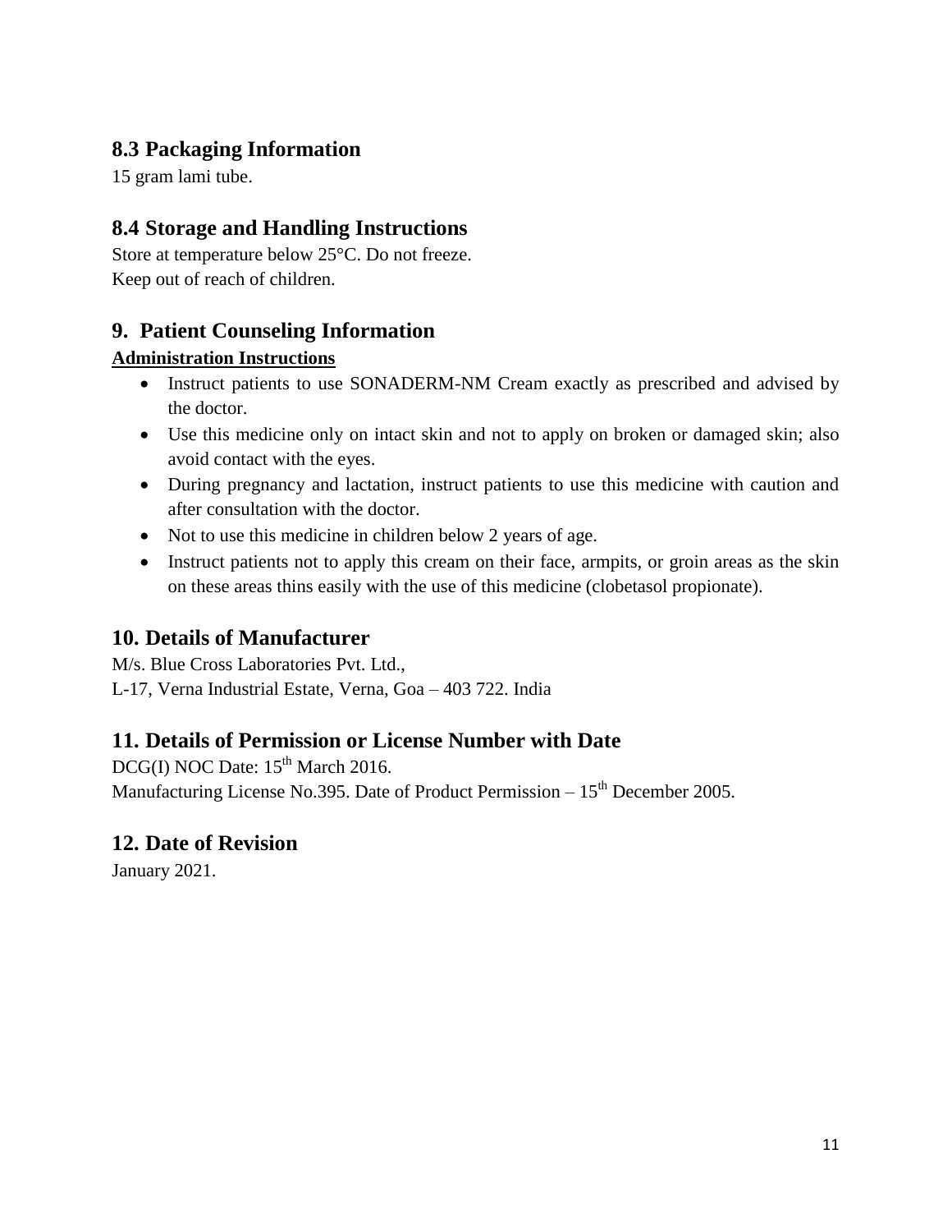## 8.3 Packaging Information

15 gram lami tube.

## 8.4 Storage and Handling Instructions

Store at temperature below 25°C. Do not freeze.
Keep out of reach of children.

## 9. Patient Counseling Information

**Administration Instructions**

- Instruct patients to use SONADERM-NM Cream exactly as prescribed and advised by the doctor.
- Use this medicine only on intact skin and not to apply on broken or damaged skin; also avoid contact with the eyes.
- During pregnancy and lactation, instruct patients to use this medicine with caution and after consultation with the doctor.
- Not to use this medicine in children below 2 years of age.
- Instruct patients not to apply this cream on their face, armpits, or groin areas as the skin on these areas thins easily with the use of this medicine (clobetasol propionate).

## 10. Details of Manufacturer

M/s. Blue Cross Laboratories Pvt. Ltd.,
L-17, Verna Industrial Estate, Verna, Goa – 403 722. India

## 11. Details of Permission or License Number with Date

DCG(I) NOC Date: 15th March 2016.
Manufacturing License No.395. Date of Product Permission – 15th December 2005.

## 12. Date of Revision

January 2021.